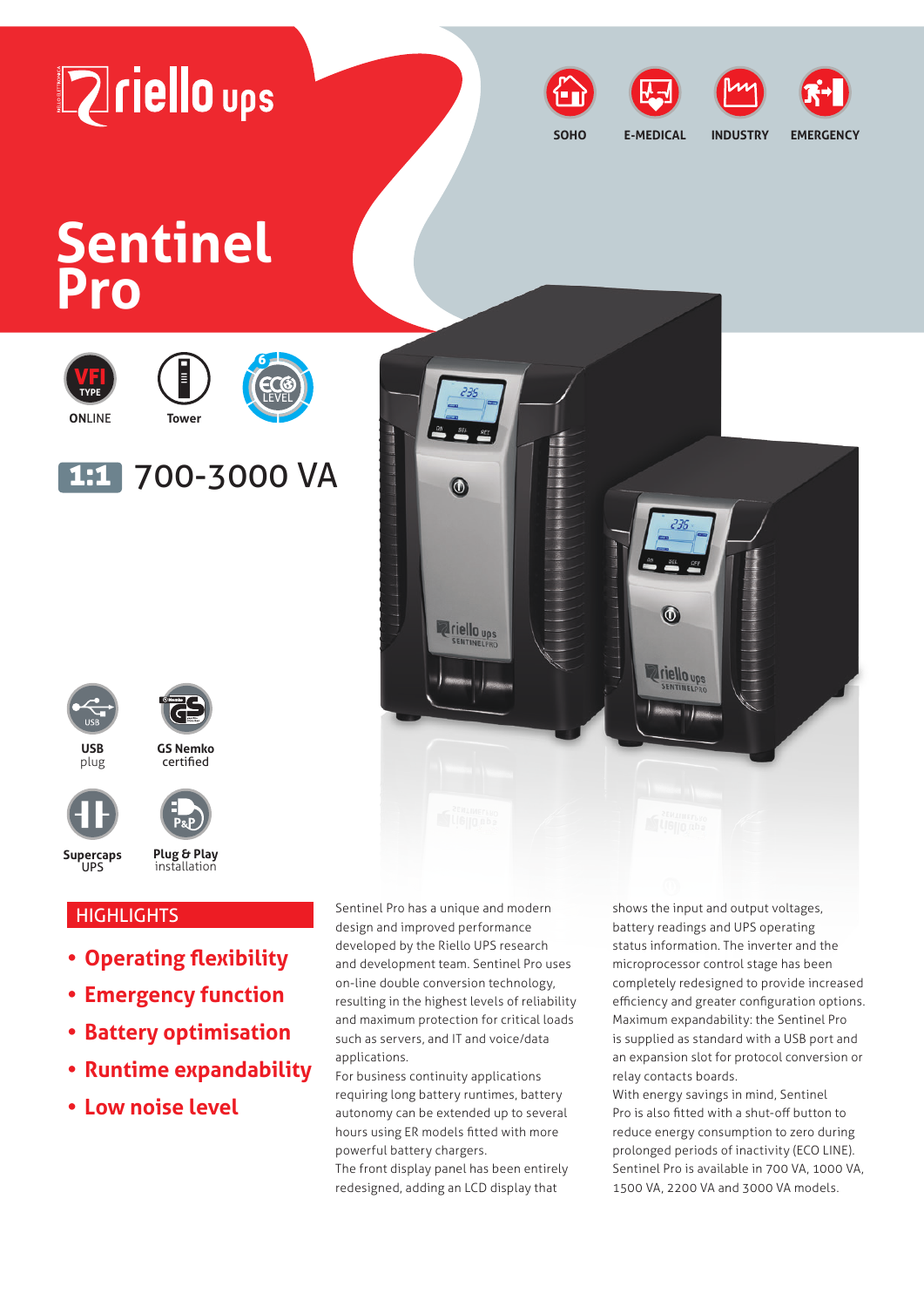riello ups

SOHO | E-MEDICAL | INDUSTRY | EMERGENCY

# Sentinel Pro

VFI TYPE ONLINE

Tower

ECO LEVEL 6

1:1 700-3000 VA

USB plug

GS Nemko certified

Supercaps UPS

Plug & Play installation

## HIGHLIGHTS

- **Operating flexibility**
- **Emergency function**
- **Battery optimisation**
- **Runtime expandability**
- **Low noise level**

Sentinel Pro has a unique and modern design and improved performance developed by the Riello UPS research and development team. Sentinel Pro uses on-line double conversion technology, resulting in the highest levels of reliability and maximum protection for critical loads such as servers, and IT and voice/data applications.

For business continuity applications requiring long battery runtimes, battery autonomy can be extended up to several hours using ER models fitted with more powerful battery chargers.

The front display panel has been entirely redesigned, adding an LCD display that shows the input and output voltages, battery readings and UPS operating status information. The inverter and the microprocessor control stage has been completely redesigned to provide increased efficiency and greater configuration options.

Maximum expandability: the Sentinel Pro is supplied as standard with a USB port and an expansion slot for protocol conversion or relay contacts boards.

With energy savings in mind, Sentinel Pro is also fitted with a shut-off button to reduce energy consumption to zero during prolonged periods of inactivity (ECO LINE).

Sentinel Pro is available in 700 VA, 1000 VA, 1500 VA, 2200 VA and 3000 VA models.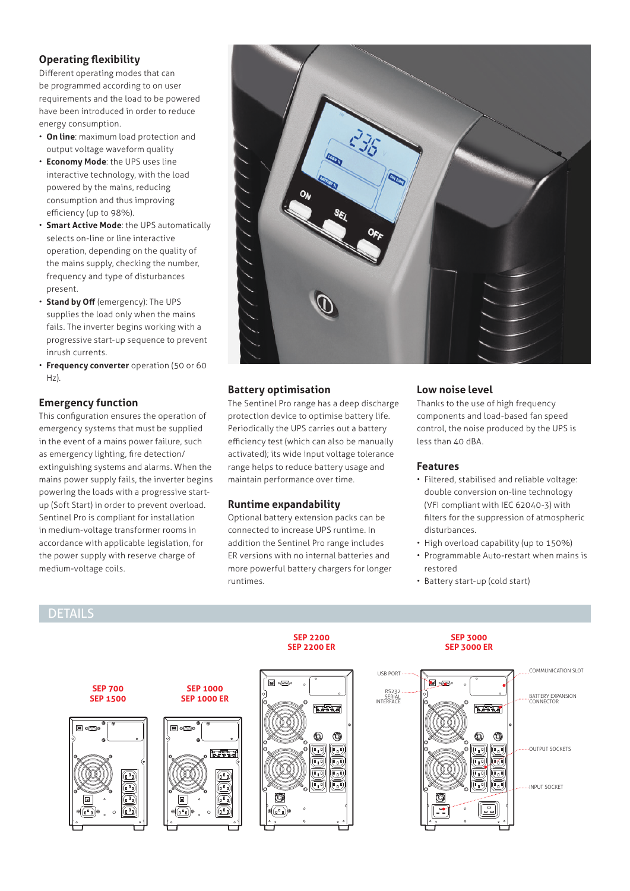## Operating flexibility

Different operating modes that can be programmed according to on user requirements and the load to be powered have been introduced in order to reduce energy consumption.

- **On line**: maximum load protection and output voltage waveform quality
- **Economy Mode**: the UPS uses line interactive technology, with the load powered by the mains, reducing consumption and thus improving efficiency (up to 98%).
- **Smart Active Mode**: the UPS automatically selects on-line or line interactive operation, depending on the quality of the mains supply, checking the number, frequency and type of disturbances present.
- **Stand by Off** (emergency): The UPS supplies the load only when the mains fails. The inverter begins working with a progressive start-up sequence to prevent inrush currents.
- **Frequency converter** operation (50 or 60 Hz).

## Emergency function

This configuration ensures the operation of emergency systems that must be supplied in the event of a mains power failure, such as emergency lighting, fire detection/extinguishing systems and alarms. When the mains power supply fails, the inverter begins powering the loads with a progressive start-up (Soft Start) in order to prevent overload. Sentinel Pro is compliant for installation in medium-voltage transformer rooms in accordance with applicable legislation, for the power supply with reserve charge of medium-voltage coils.

## Battery optimisation

The Sentinel Pro range has a deep discharge protection device to optimise battery life. Periodically the UPS carries out a battery efficiency test (which can also be manually activated); its wide input voltage tolerance range helps to reduce battery usage and maintain performance over time.

## Runtime expandability

Optional battery extension packs can be connected to increase UPS runtime. In addition the Sentinel Pro range includes ER versions with no internal batteries and more powerful battery chargers for longer runtimes.

## Low noise level

Thanks to the use of high frequency components and load-based fan speed control, the noise produced by the UPS is less than 40 dBA.

## Features

- Filtered, stabilised and reliable voltage: double conversion on-line technology (VFI compliant with IEC 62040-3) with filters for the suppression of atmospheric disturbances.
- High overload capability (up to 150%)
- Programmable Auto-restart when mains is restored
- Battery start-up (cold start)

## DETAILS

**SEP 700**
**SEP 1500**

**SEP 1000**
**SEP 1000 ER**

**SEP 2200**
**SEP 2200 ER**

**SEP 3000**
**SEP 3000 ER**

USB PORT
RS232 SERIAL INTERFACE
COMMUNICATION SLOT
BATTERY EXPANSION CONNECTOR
OUTPUT SOCKETS
INPUT SOCKET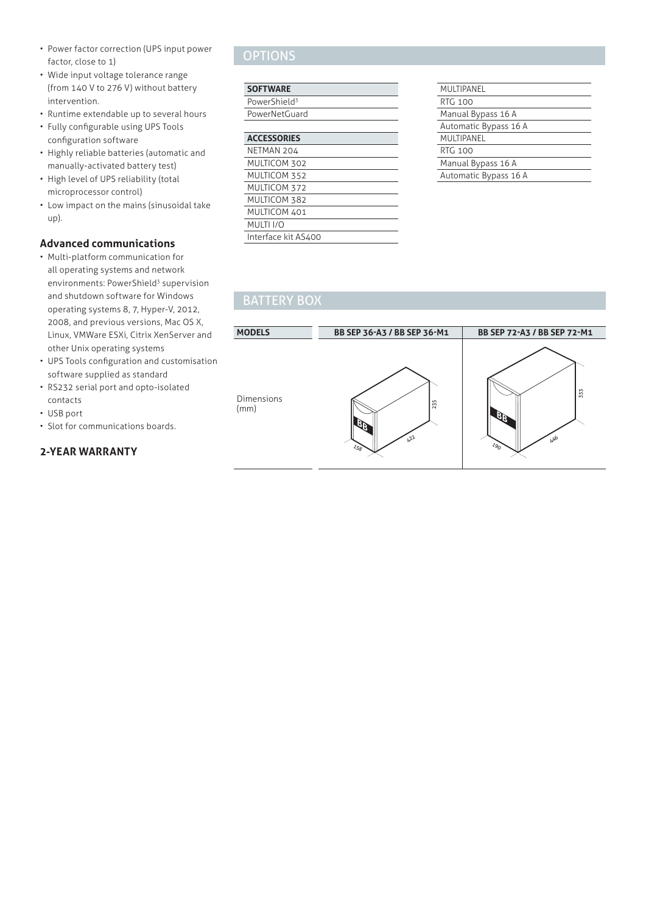- Power factor correction (UPS input power factor, close to 1)
- Wide input voltage tolerance range (from 140 V to 276 V) without battery intervention.
- Runtime extendable up to several hours
- Fully configurable using UPS Tools configuration software
- Highly reliable batteries (automatic and manually-activated battery test)
- High level of UPS reliability (total microprocessor control)
- Low impact on the mains (sinusoidal take up).

### Advanced communications

- Multi-platform communication for all operating systems and network environments: PowerShield[3] supervision and shutdown software for Windows operating systems 8, 7, Hyper-V, 2012, 2008, and previous versions, Mac OS X, Linux, VMWare ESXi, Citrix XenServer and other Unix operating systems
- UPS Tools configuration and customisation software supplied as standard
- RS232 serial port and opto-isolated contacts
- USB port
- Slot for communications boards.

### 2-YEAR WARRANTY

## OPTIONS

| SOFTWARE |
|---|
| PowerShield[3] |
| PowerNetGuard |

| ACCESSORIES |
|---|
| NETMAN 204 |
| MULTICOM 302 |
| MULTICOM 352 |
| MULTICOM 372 |
| MULTICOM 382 |
| MULTICOM 401 |
| MULTI I/O |
| Interface kit AS400 |

| |
|---|
| MULTIPANEL |
| RTG 100 |
| Manual Bypass 16 A |
| Automatic Bypass 16 A |
| MULTIPANEL |
| RTG 100 |
| Manual Bypass 16 A |
| Automatic Bypass 16 A |

## BATTERY BOX

| MODELS | BB SEP 36-A3 / BB SEP 36-M1 | BB SEP 72-A3 / BB SEP 72-M1 |
|---|---|---|
| Dimensions (mm) | 158 × 422 × 235 | 190 × 446 × 333 |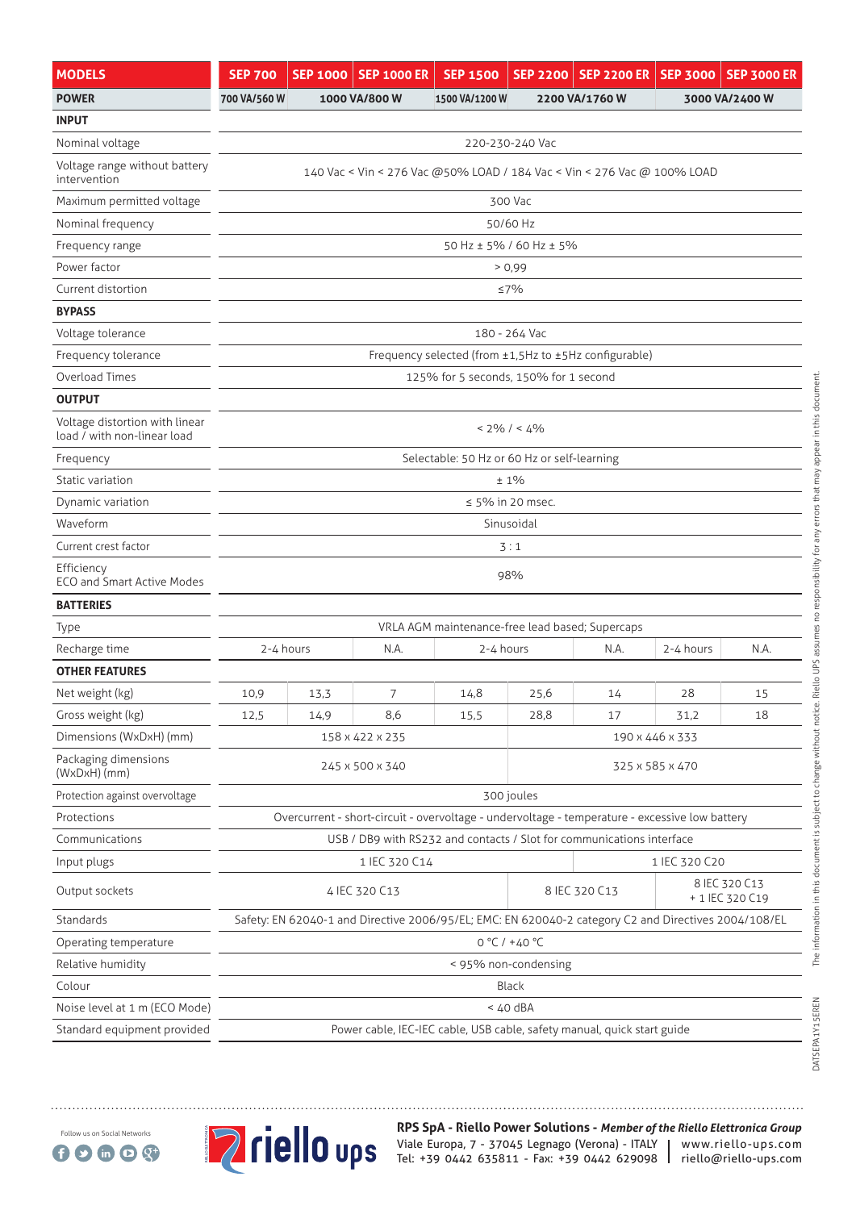| MODELS | SEP 700 | SEP 1000 | SEP 1000 ER | SEP 1500 | SEP 2200 | SEP 2200 ER | SEP 3000 | SEP 3000 ER |
|---|---|---|---|---|---|---|---|---|
| **POWER** | 700 VA/560 W | 1000 VA/800 W | | 1500 VA/1200 W | 2200 VA/1760 W | | 3000 VA/2400 W | |
| **INPUT** | | | | | | | | |
| Nominal voltage | 220-230-240 Vac | | | | | | | |
| Voltage range without battery intervention | 140 Vac < Vin < 276 Vac @50% LOAD / 184 Vac < Vin < 276 Vac @ 100% LOAD | | | | | | | |
| Maximum permitted voltage | 300 Vac | | | | | | | |
| Nominal frequency | 50/60 Hz | | | | | | | |
| Frequency range | 50 Hz ± 5% / 60 Hz ± 5% | | | | | | | |
| Power factor | > 0,99 | | | | | | | |
| Current distortion | ≤7% | | | | | | | |
| **BYPASS** | | | | | | | | |
| Voltage tolerance | 180 - 264 Vac | | | | | | | |
| Frequency tolerance | Frequency selected (from ±1,5Hz to ±5Hz configurable) | | | | | | | |
| Overload Times | 125% for 5 seconds, 150% for 1 second | | | | | | | |
| **OUTPUT** | | | | | | | | |
| Voltage distortion with linear load / with non-linear load | < 2% / < 4% | | | | | | | |
| Frequency | Selectable: 50 Hz or 60 Hz or self-learning | | | | | | | |
| Static variation | ± 1% | | | | | | | |
| Dynamic variation | ≤ 5% in 20 msec. | | | | | | | |
| Waveform | Sinusoidal | | | | | | | |
| Current crest factor | 3 : 1 | | | | | | | |
| Efficiency ECO and Smart Active Modes | 98% | | | | | | | |
| **BATTERIES** | | | | | | | | |
| Type | VRLA AGM maintenance-free lead based; Supercaps | | | | | | | |
| Recharge time | 2-4 hours | | N.A. | 2-4 hours | | N.A. | 2-4 hours | N.A. |
| **OTHER FEATURES** | | | | | | | | |
| Net weight (kg) | 10,9 | 13,3 | 7 | 14,8 | 25,6 | 14 | 28 | 15 |
| Gross weight (kg) | 12,5 | 14,9 | 8,6 | 15,5 | 28,8 | 17 | 31,2 | 18 |
| Dimensions (WxDxH) (mm) | 158 x 422 x 235 | | | | 190 x 446 x 333 | | | |
| Packaging dimensions (WxDxH) (mm) | 245 x 500 x 340 | | | | 325 x 585 x 470 | | | |
| Protection against overvoltage | 300 joules | | | | | | | |
| Protections | Overcurrent - short-circuit - overvoltage - undervoltage - temperature - excessive low battery | | | | | | | |
| Communications | USB / DB9 with RS232 and contacts / Slot for communications interface | | | | | | | |
| Input plugs | 1 IEC 320 C14 | | | | | 1 IEC 320 C20 | | |
| Output sockets | 4 IEC 320 C13 | | | | 8 IEC 320 C13 | | 8 IEC 320 C13 + 1 IEC 320 C19 | |
| Standards | Safety: EN 62040-1 and Directive 2006/95/EL; EMC: EN 620040-2 category C2 and Directives 2004/108/EL | | | | | | | |
| Operating temperature | 0 °C / +40 °C | | | | | | | |
| Relative humidity | < 95% non-condensing | | | | | | | |
| Colour | Black | | | | | | | |
| Noise level at 1 m (ECO Mode) | < 40 dBA | | | | | | | |
| Standard equipment provided | Power cable, IEC-IEC cable, USB cable, safety manual, quick start guide | | | | | | | |

The information in this document is subject to change without notice. Riello UPS assumes no responsibility for any errors that may appear in this document.

DATSEPA1Y15EREN

Follow us on Social Networks

**RPS SpA - Riello Power Solutions -** ***Member of the Riello Elettronica Group***
Viale Europa, 7 - 37045 Legnago (Verona) - ITALY
Tel: +39 0442 635811 - Fax: +39 0442 629098
www.riello-ups.com
riello@riello-ups.com